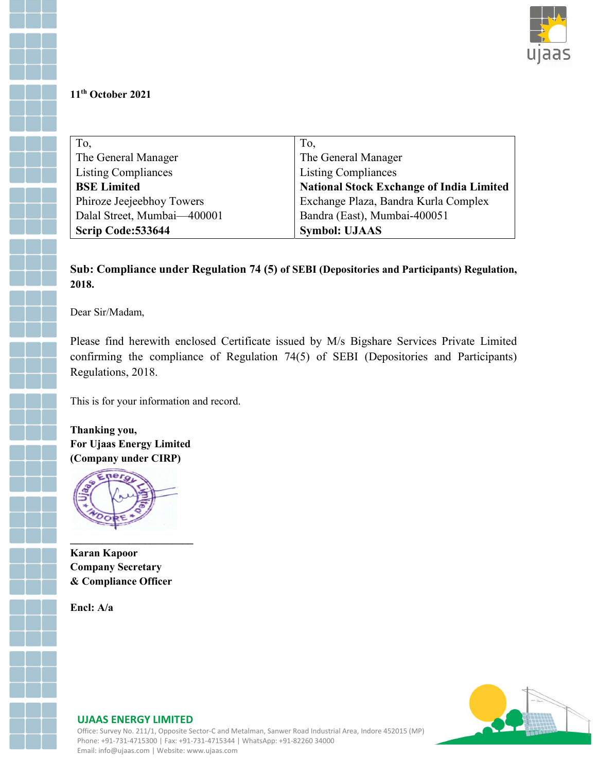11th October 2021

| To, | To, |
|---|---|
| The General Manager | The General Manager |
| Listing Compliances | Listing Compliances |
| **BSE Limited** | **National Stock Exchange of India Limited** |
| Phiroze Jeejeebhoy Towers | Exchange Plaza, Bandra Kurla Complex |
| Dalal Street, Mumbai—400001 | Bandra (East), Mumbai-400051 |
| **Scrip Code:533644** | **Symbol: UJAAS** |

**Sub: Compliance under Regulation 74 (5) of SEBI (Depositories and Participants) Regulation, 2018.**

Dear Sir/Madam,

Please find herewith enclosed Certificate issued by M/s Bigshare Services Private Limited confirming the compliance of Regulation 74(5) of SEBI (Depositories and Participants) Regulations, 2018.

This is for your information and record.

**Thanking you,**
**For Ujaas Energy Limited**
**(Company under CIRP)**

**Karan Kapoor**
**Company Secretary**
**& Compliance Officer**

**Encl: A/a**

**UJAAS ENERGY LIMITED**
Office: Survey No. 211/1, Opposite Sector-C and Metalman, Sanwer Road Industrial Area, Indore 452015 (MP)
Phone: +91-731-4715300 | Fax: +91-731-4715344 | WhatsApp: +91-82260 34000
Email: info@ujaas.com | Website: www.ujaas.com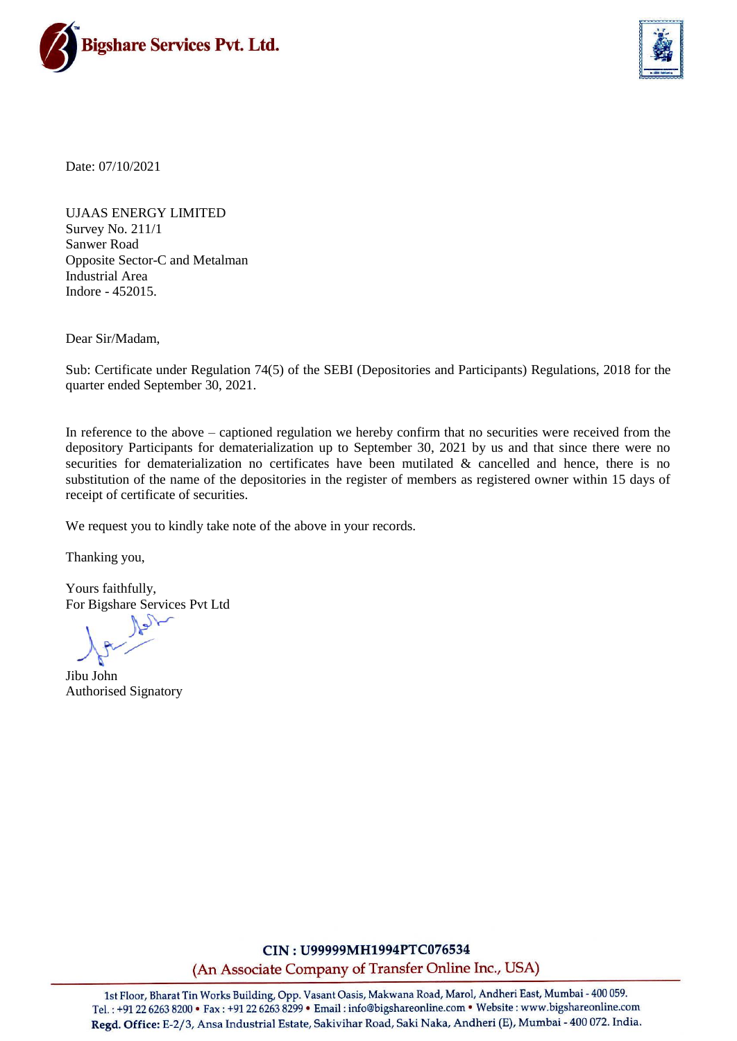**Bigshare Services Pvt. Ltd.**

Date: 07/10/2021

UJAAS ENERGY LIMITED
Survey No. 211/1
Sanwer Road
Opposite Sector-C and Metalman
Industrial Area
Indore - 452015.

Dear Sir/Madam,

Sub: Certificate under Regulation 74(5) of the SEBI (Depositories and Participants) Regulations, 2018 for the quarter ended September 30, 2021.

In reference to the above – captioned regulation we hereby confirm that no securities were received from the depository Participants for dematerialization up to September 30, 2021 by us and that since there were no securities for dematerialization no certificates have been mutilated & cancelled and hence, there is no substitution of the name of the depositories in the register of members as registered owner within 15 days of receipt of certificate of securities.

We request you to kindly take note of the above in your records.

Thanking you,

Yours faithfully,
For Bigshare Services Pvt Ltd

Jibu John
Authorised Signatory

**CIN : U99999MH1994PTC076534**
(An Associate Company of Transfer Online Inc., USA)

1st Floor, Bharat Tin Works Building, Opp. Vasant Oasis, Makwana Road, Marol, Andheri East, Mumbai - 400 059.
Tel. : +91 22 6263 8200 • Fax : +91 22 6263 8299 • Email : info@bigshareonline.com • Website : www.bigshareonline.com
**Regd. Office:** E-2/3, Ansa Industrial Estate, Sakivihar Road, Saki Naka, Andheri (E), Mumbai - 400 072. India.